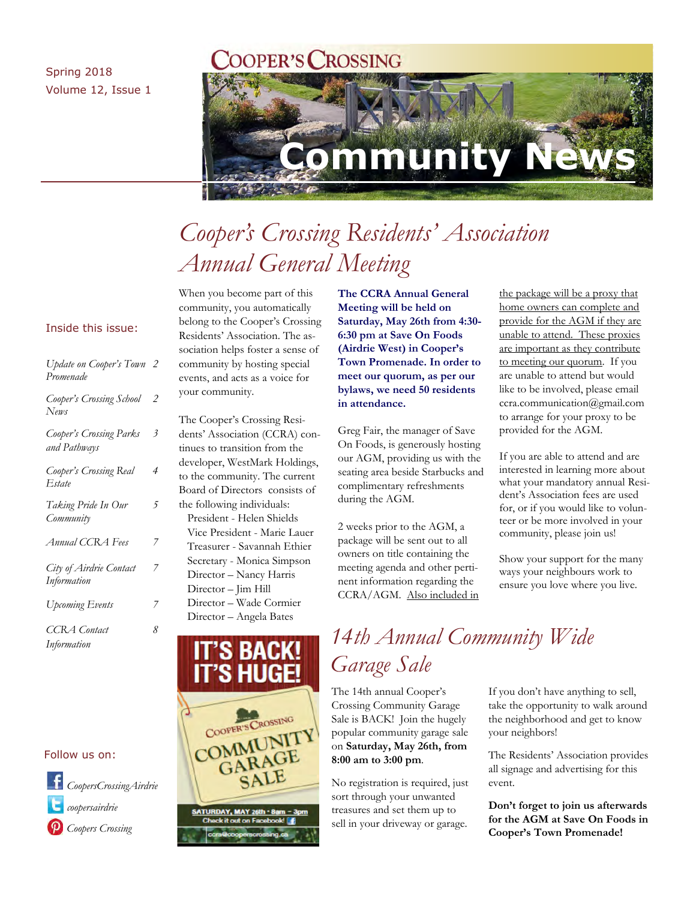Spring 2018
Volume 12, Issue 1

# Cooper's Crossing Community News

## Inside this issue:

| | |
|---|---|
| *Update on Cooper's Town Promenade* | *2* |
| *Cooper's Crossing School News* | *2* |
| *Cooper's Crossing Parks and Pathways* | *3* |
| *Cooper's Crossing Real Estate* | *4* |
| *Taking Pride In Our Community* | *5* |
| *Annual CCRA Fees* | *7* |
| *City of Airdrie Contact Information* | *7* |
| *Upcoming Events* | *7* |
| *CCRA Contact Information* | *8* |

Follow us on:

*CoopersCrossingAirdrie*
*coopersairdrie*
*Coopers Crossing*

## *Cooper's Crossing Residents' Association Annual General Meeting*

When you become part of this community, you automatically belong to the Cooper's Crossing Residents' Association. The association helps foster a sense of community by hosting special events, and acts as a voice for your community.

The Cooper's Crossing Residents' Association (CCRA) continues to transition from the developer, WestMark Holdings, to the community. The current Board of Directors consists of the following individuals:

- President - Helen Shields
- Vice President - Marie Lauer
- Treasurer - Savannah Ethier
- Secretary - Monica Simpson
- Director – Nancy Harris
- Director – Jim Hill
- Director – Wade Cormier
- Director – Angela Bates

**The CCRA Annual General Meeting will be held on Saturday, May 26th from 4:30-6:30 pm at Save On Foods (Airdrie West) in Cooper's Town Promenade. In order to meet our quorum, as per our bylaws, we need 50 residents in attendance.**

Greg Fair, the manager of Save On Foods, is generously hosting our AGM, providing us with the seating area beside Starbucks and complimentary refreshments during the AGM.

2 weeks prior to the AGM, a package will be sent out to all owners on title containing the meeting agenda and other pertinent information regarding the CCRA/AGM. Also included in the package will be a proxy that home owners can complete and provide for the AGM if they are unable to attend. These proxies are important as they contribute to meeting our quorum. If you are unable to attend but would like to be involved, please email ccra.communication@gmail.com to arrange for your proxy to be provided for the AGM.

If you are able to attend and are interested in learning more about what your mandatory annual Resident's Association fees are used for, or if you would like to volunteer or be more involved in your community, please join us!

Show your support for the many ways your neighbours work to ensure you love where you live.

IT'S BACK! IT'S HUGE!
Cooper's Crossing COMMUNITY GARAGE SALE
SATURDAY, MAY 26th • 8am – 3pm
Check it out on Facebook!
ccra@cooperscrossing.ca

## *14th Annual Community Wide Garage Sale*

The 14th annual Cooper's Crossing Community Garage Sale is BACK! Join the hugely popular community garage sale on **Saturday, May 26th, from 8:00 am to 3:00 pm**.

No registration is required, just sort through your unwanted treasures and set them up to sell in your driveway or garage.

If you don't have anything to sell, take the opportunity to walk around the neighborhood and get to know your neighbors!

The Residents' Association provides all signage and advertising for this event.

**Don't forget to join us afterwards for the AGM at Save On Foods in Cooper's Town Promenade!**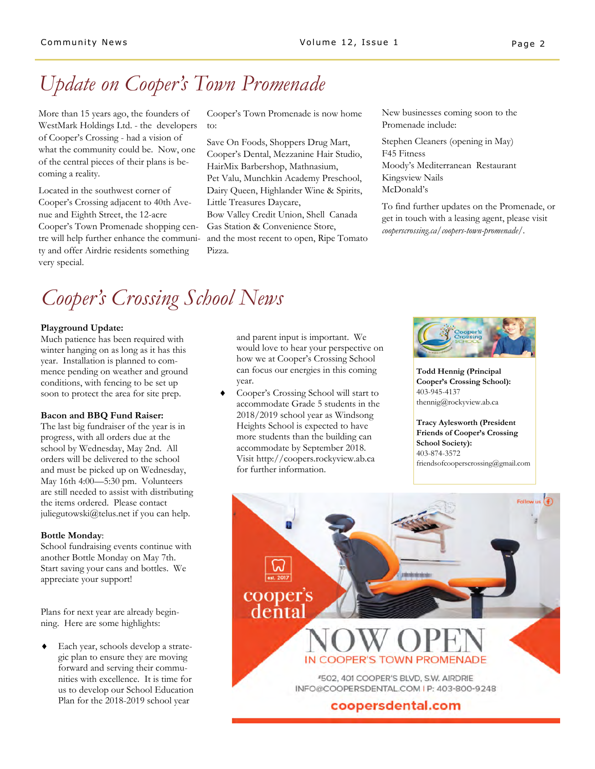# Update on Cooper's Town Promenade

More than 15 years ago, the founders of WestMark Holdings Ltd. - the developers of Cooper's Crossing - had a vision of what the community could be. Now, one of the central pieces of their plans is becoming a reality.

Located in the southwest corner of Cooper's Crossing adjacent to 40th Avenue and Eighth Street, the 12-acre Cooper's Town Promenade shopping centre will help further enhance the community and offer Airdrie residents something very special.

Cooper's Town Promenade is now home to:

Save On Foods, Shoppers Drug Mart, Cooper's Dental, Mezzanine Hair Studio, HairMix Barbershop, Mathnasium, Pet Valu, Munchkin Academy Preschool, Dairy Queen, Highlander Wine & Spirits, Little Treasures Daycare, Bow Valley Credit Union, Shell Canada Gas Station & Convenience Store, and the most recent to open, Ripe Tomato Pizza.

New businesses coming soon to the Promenade include:

Stephen Cleaners (opening in May)
F45 Fitness
Moody's Mediterranean Restaurant
Kingsview Nails
McDonald's

To find further updates on the Promenade, or get in touch with a leasing agent, please visit *cooperscrossing.ca/coopers-town-promenade/*.

# Cooper's Crossing School News

**Playground Update:**
Much patience has been required with winter hanging on as long as it has this year. Installation is planned to commence pending on weather and ground conditions, with fencing to be set up soon to protect the area for site prep.

**Bacon and BBQ Fund Raiser:**
The last big fundraiser of the year is in progress, with all orders due at the school by Wednesday, May 2nd. All orders will be delivered to the school and must be picked up on Wednesday, May 16th 4:00—5:30 pm. Volunteers are still needed to assist with distributing the items ordered. Please contact juliegutowski@telus.net if you can help.

**Bottle Monday**:
School fundraising events continue with another Bottle Monday on May 7th. Start saving your cans and bottles. We appreciate your support!

Plans for next year are already beginning. Here are some highlights:

- Each year, schools develop a strategic plan to ensure they are moving forward and serving their communities with excellence. It is time for us to develop our School Education Plan for the 2018-2019 school year and parent input is important. We would love to hear your perspective on how we at Cooper's Crossing School can focus our energies in this coming year.
- Cooper's Crossing School will start to accommodate Grade 5 students in the 2018/2019 school year as Windsong Heights School is expected to have more students than the building can accommodate by September 2018. Visit http://coopers.rockyview.ab.ca for further information.

**Todd Hennig (Principal Cooper's Crossing School):**
403-945-4137
thennig@rockyview.ab.ca

**Tracy Aylesworth (President Friends of Cooper's Crossing School Society):**
403-874-3572
friendsofcooperscrossing@gmail.com

cooper's dental — est. 2017

NOW OPEN
IN COOPER'S TOWN PROMENADE

#502, 401 COOPER'S BLVD, S.W. AIRDRIE
INFO@COOPERSDENTAL.COM | P: 403-800-9248

coopersdental.com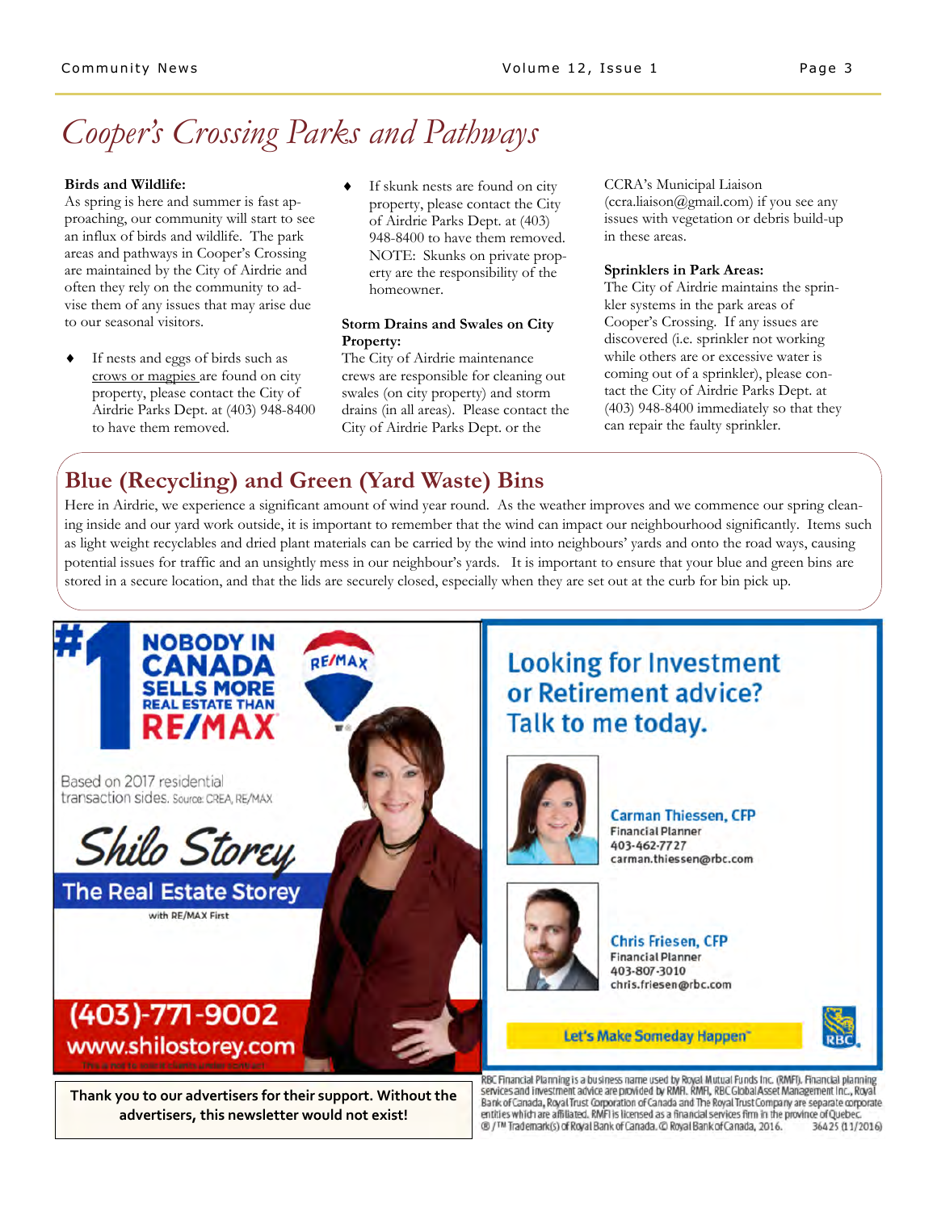# Cooper's Crossing Parks and Pathways

**Birds and Wildlife:**
As spring is here and summer is fast approaching, our community will start to see an influx of birds and wildlife. The park areas and pathways in Cooper's Crossing are maintained by the City of Airdrie and often they rely on the community to advise them of any issues that may arise due to our seasonal visitors.

- If nests and eggs of birds such as crows or magpies are found on city property, please contact the City of Airdrie Parks Dept. at (403) 948-8400 to have them removed.
- If skunk nests are found on city property, please contact the City of Airdrie Parks Dept. at (403) 948-8400 to have them removed. NOTE: Skunks on private property are the responsibility of the homeowner.

**Storm Drains and Swales on City Property:**
The City of Airdrie maintenance crews are responsible for cleaning out swales (on city property) and storm drains (in all areas). Please contact the City of Airdrie Parks Dept. or the CCRA's Municipal Liaison (ccra.liaison@gmail.com) if you see any issues with vegetation or debris build-up in these areas.

**Sprinklers in Park Areas:**
The City of Airdrie maintains the sprinkler systems in the park areas of Cooper's Crossing. If any issues are discovered (i.e. sprinkler not working while others are or excessive water is coming out of a sprinkler), please contact the City of Airdrie Parks Dept. at (403) 948-8400 immediately so that they can repair the faulty sprinkler.

## Blue (Recycling) and Green (Yard Waste) Bins

Here in Airdrie, we experience a significant amount of wind year round. As the weather improves and we commence our spring cleaning inside and our yard work outside, it is important to remember that the wind can impact our neighbourhood significantly. Items such as light weight recyclables and dried plant materials can be carried by the wind into neighbours' yards and onto the road ways, causing potential issues for traffic and an unsightly mess in our neighbour's yards. It is important to ensure that your blue and green bins are stored in a secure location, and that the lids are securely closed, especially when they are set out at the curb for bin pick up.

#1 NOBODY IN CANADA SELLS MORE REAL ESTATE THAN RE/MAX

Based on 2017 residential transaction sides. Source: CREA, RE/MAX

Shilo Storey
The Real Estate Storey
with RE/MAX First

(403)-771-9002
www.shilostorey.com

Looking for Investment or Retirement advice? Talk to me today.

**Carman Thiessen, CFP**
Financial Planner
403-462-7727
carman.thiessen@rbc.com

**Chris Friesen, CFP**
Financial Planner
403-807-3010
chris.friesen@rbc.com

Let's Make Someday Happen™

RBC Financial Planning is a business name used by Royal Mutual Funds Inc. (RMFI). Financial planning services and investment advice are provided by RMFI. RMFI, RBC Global Asset Management Inc., Royal Bank of Canada, Royal Trust Corporation of Canada and The Royal Trust Company are separate corporate entities which are affiliated. RMFI is licensed as a financial services firm in the province of Quebec. ® / ™ Trademark(s) of Royal Bank of Canada. © Royal Bank of Canada, 2016. 36425 (11/2016)

**Thank you to our advertisers for their support. Without the advertisers, this newsletter would not exist!**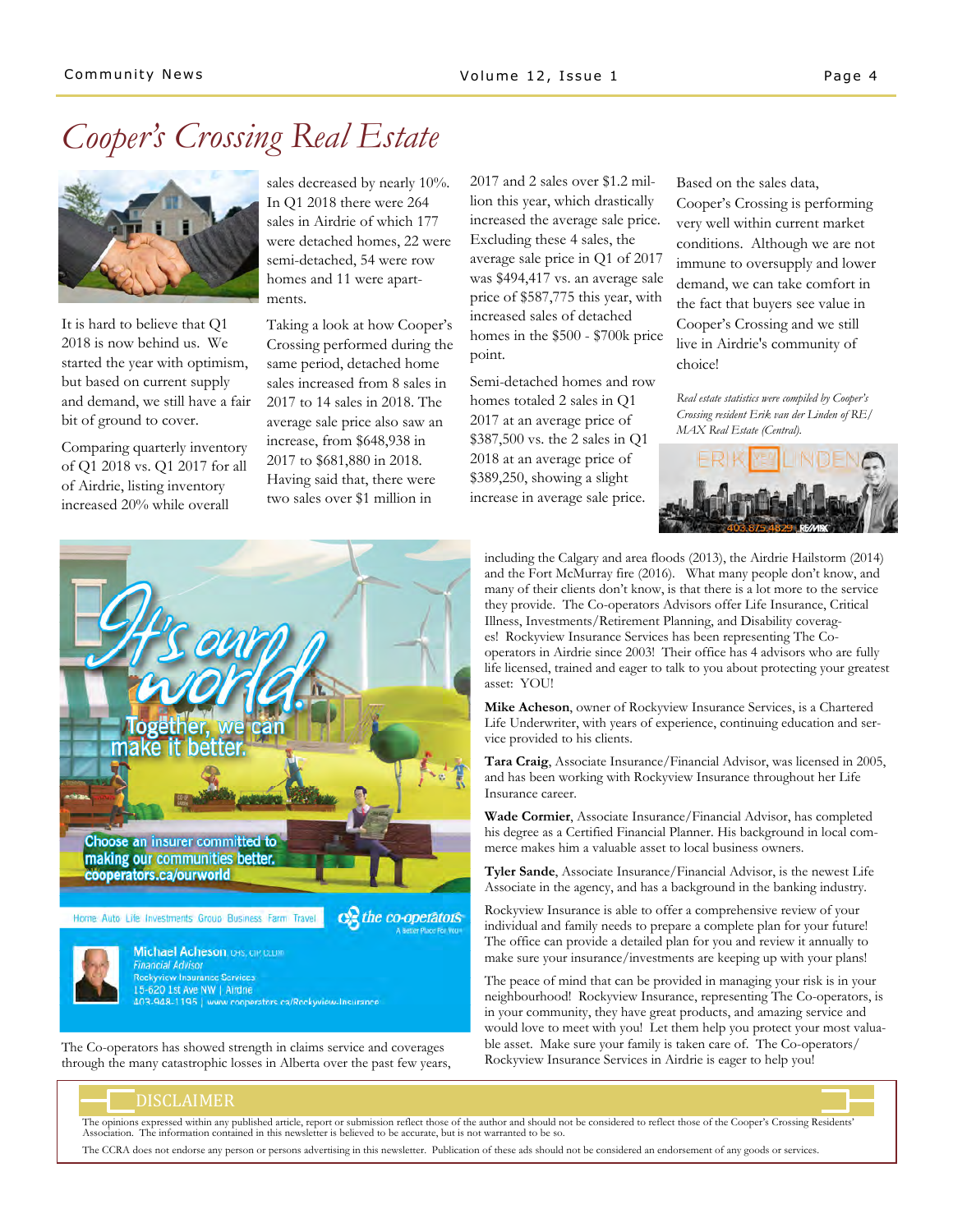# Cooper's Crossing Real Estate

It is hard to believe that Q1 2018 is now behind us. We started the year with optimism, but based on current supply and demand, we still have a fair bit of ground to cover.

Comparing quarterly inventory of Q1 2018 vs. Q1 2017 for all of Airdrie, listing inventory increased 20% while overall sales decreased by nearly 10%. In Q1 2018 there were 264 sales in Airdrie of which 177 were detached homes, 22 were semi-detached, 54 were row homes and 11 were apartments.

Taking a look at how Cooper's Crossing performed during the same period, detached home sales increased from 8 sales in 2017 to 14 sales in 2018. The average sale price also saw an increase, from $648,938 in 2017 to $681,880 in 2018. Having said that, there were two sales over $1 million in 2017 and 2 sales over $1.2 million this year, which drastically increased the average sale price. Excluding these 4 sales, the average sale price in Q1 of 2017 was $494,417 vs. an average sale price of $587,775 this year, with increased sales of detached homes in the $500 - $700k price point.

Semi-detached homes and row homes totaled 2 sales in Q1 2017 at an average price of $387,500 vs. the 2 sales in Q1 2018 at an average price of $389,250, showing a slight increase in average sale price.

Based on the sales data, Cooper's Crossing is performing very well within current market conditions. Although we are not immune to oversupply and lower demand, we can take comfort in the fact that buyers see value in Cooper's Crossing and we still live in Airdrie's community of choice!

*Real estate statistics were compiled by Cooper's Crossing resident Erik van der Linden of RE/MAX Real Estate (Central).*

The Co-operators has showed strength in claims service and coverages through the many catastrophic losses in Alberta over the past few years, including the Calgary and area floods (2013), the Airdrie Hailstorm (2014) and the Fort McMurray fire (2016). What many people don't know, and many of their clients don't know, is that there is a lot more to the service they provide. The Co-operators Advisors offer Life Insurance, Critical Illness, Investments/Retirement Planning, and Disability coverages! Rockyview Insurance Services has been representing The Co-operators in Airdrie since 2003! Their office has 4 advisors who are fully life licensed, trained and eager to talk to you about protecting your greatest asset: YOU!

**Mike Acheson**, owner of Rockyview Insurance Services, is a Chartered Life Underwriter, with years of experience, continuing education and service provided to his clients.

**Tara Craig**, Associate Insurance/Financial Advisor, was licensed in 2005, and has been working with Rockyview Insurance throughout her Life Insurance career.

**Wade Cormier**, Associate Insurance/Financial Advisor, has completed his degree as a Certified Financial Planner. His background in local commerce makes him a valuable asset to local business owners.

**Tyler Sande**, Associate Insurance/Financial Advisor, is the newest Life Associate in the agency, and has a background in the banking industry.

Rockyview Insurance is able to offer a comprehensive review of your individual and family needs to prepare a complete plan for your future! The office can provide a detailed plan for you and review it annually to make sure your insurance/investments are keeping up with your plans!

The peace of mind that can be provided in managing your risk is in your neighbourhood! Rockyview Insurance, representing The Co-operators, is in your community, they have great products, and amazing service and would love to meet with you! Let them help you protect your most valuable asset. Make sure your family is taken care of. The Co-operators/Rockyview Insurance Services in Airdrie is eager to help you!

## DISCLAIMER

The opinions expressed within any published article, report or submission reflect those of the author and should not be considered to reflect those of the Cooper's Crossing Residents' Association. The information contained in this newsletter is believed to be accurate, but is not warranted to be so.

The CCRA does not endorse any person or persons advertising in this newsletter. Publication of these ads should not be considered an endorsement of any goods or services.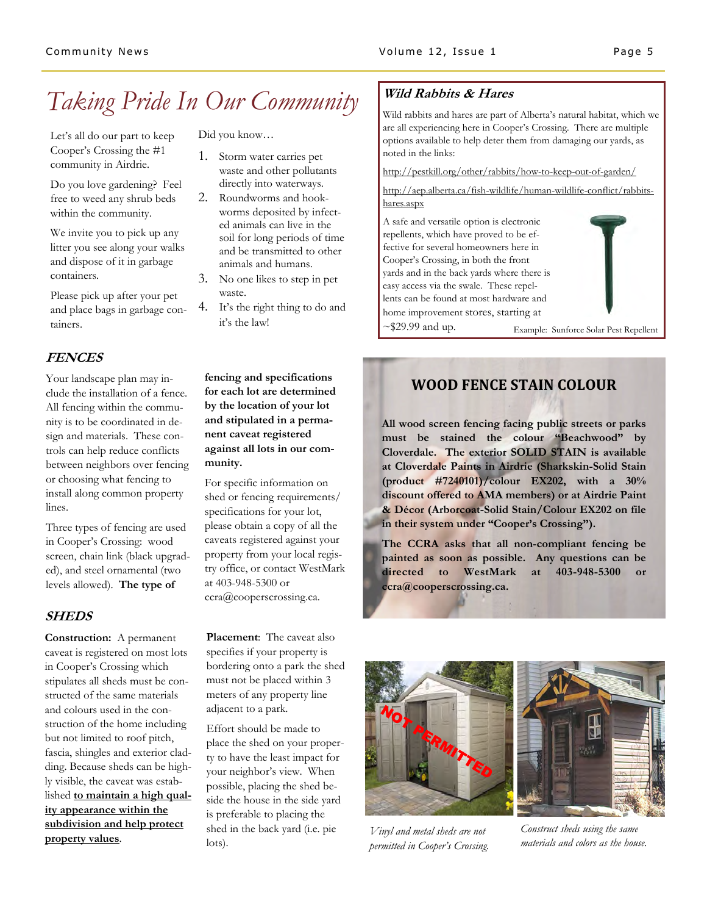# Taking Pride In Our Community

Let's all do our part to keep Cooper's Crossing the #1 community in Airdrie.

Do you love gardening? Feel free to weed any shrub beds within the community.

We invite you to pick up any litter you see along your walks and dispose of it in garbage containers.

Please pick up after your pet and place bags in garbage containers.

Did you know…

1. Storm water carries pet waste and other pollutants directly into waterways.
2. Roundworms and hookworms deposited by infected animals can live in the soil for long periods of time and be transmitted to other animals and humans.
3. No one likes to step in pet waste.
4. It's the right thing to do and it's the law!

## *Wild Rabbits & Hares*

Wild rabbits and hares are part of Alberta's natural habitat, which we are all experiencing here in Cooper's Crossing. There are multiple options available to help deter them from damaging our yards, as noted in the links:

http://pestkill.org/other/rabbits/how-to-keep-out-of-garden/

http://aep.alberta.ca/fish-wildlife/human-wildlife-conflict/rabbits-hares.aspx

A safe and versatile option is electronic repellents, which have proved to be effective for several homeowners here in Cooper's Crossing, in both the front yards and in the back yards where there is easy access via the swale. These repellents can be found at most hardware and home improvement stores, starting at ~$29.99 and up.

Example: Sunforce Solar Pest Repellent

## *FENCES*

Your landscape plan may include the installation of a fence. All fencing within the community is to be coordinated in design and materials. These controls can help reduce conflicts between neighbors over fencing or choosing what fencing to install along common property lines.

Three types of fencing are used in Cooper's Crossing: wood screen, chain link (black upgraded), and steel ornamental (two levels allowed). **The type of fencing and specifications for each lot are determined by the location of your lot and stipulated in a permanent caveat registered against all lots in our community.**

For specific information on shed or fencing requirements/specifications for your lot, please obtain a copy of all the caveats registered against your property from your local registry office, or contact WestMark at 403-948-5300 or ccra@cooperscrossing.ca.

## WOOD FENCE STAIN COLOUR

**All wood screen fencing facing public streets or parks must be stained the colour "Beachwood" by Cloverdale. The exterior SOLID STAIN is available at Cloverdale Paints in Airdrie (Sharkskin-Solid Stain (product #7240101)/colour EX202, with a 30% discount offered to AMA members) or at Airdrie Paint & Décor (Arborcoat-Solid Stain/Colour EX202 on file in their system under "Cooper's Crossing").**

**The CCRA asks that all non-compliant fencing be painted as soon as possible. Any questions can be directed to WestMark at 403-948-5300 or ccra@cooperscrossing.ca.**

## *SHEDS*

**Construction:** A permanent caveat is registered on most lots in Cooper's Crossing which stipulates all sheds must be constructed of the same materials and colours used in the construction of the home including but not limited to roof pitch, fascia, shingles and exterior cladding. Because sheds can be highly visible, the caveat was established **to maintain a high quality appearance within the subdivision and help protect property values**.

**Placement**: The caveat also specifies if your property is bordering onto a park the shed must not be placed within 3 meters of any property line adjacent to a park.

Effort should be made to place the shed on your property to have the least impact for your neighbor's view. When possible, placing the shed beside the house in the side yard is preferable to placing the shed in the back yard (i.e. pie lots).

*Vinyl and metal sheds are not permitted in Cooper's Crossing.*

*Construct sheds using the same materials and colors as the house.*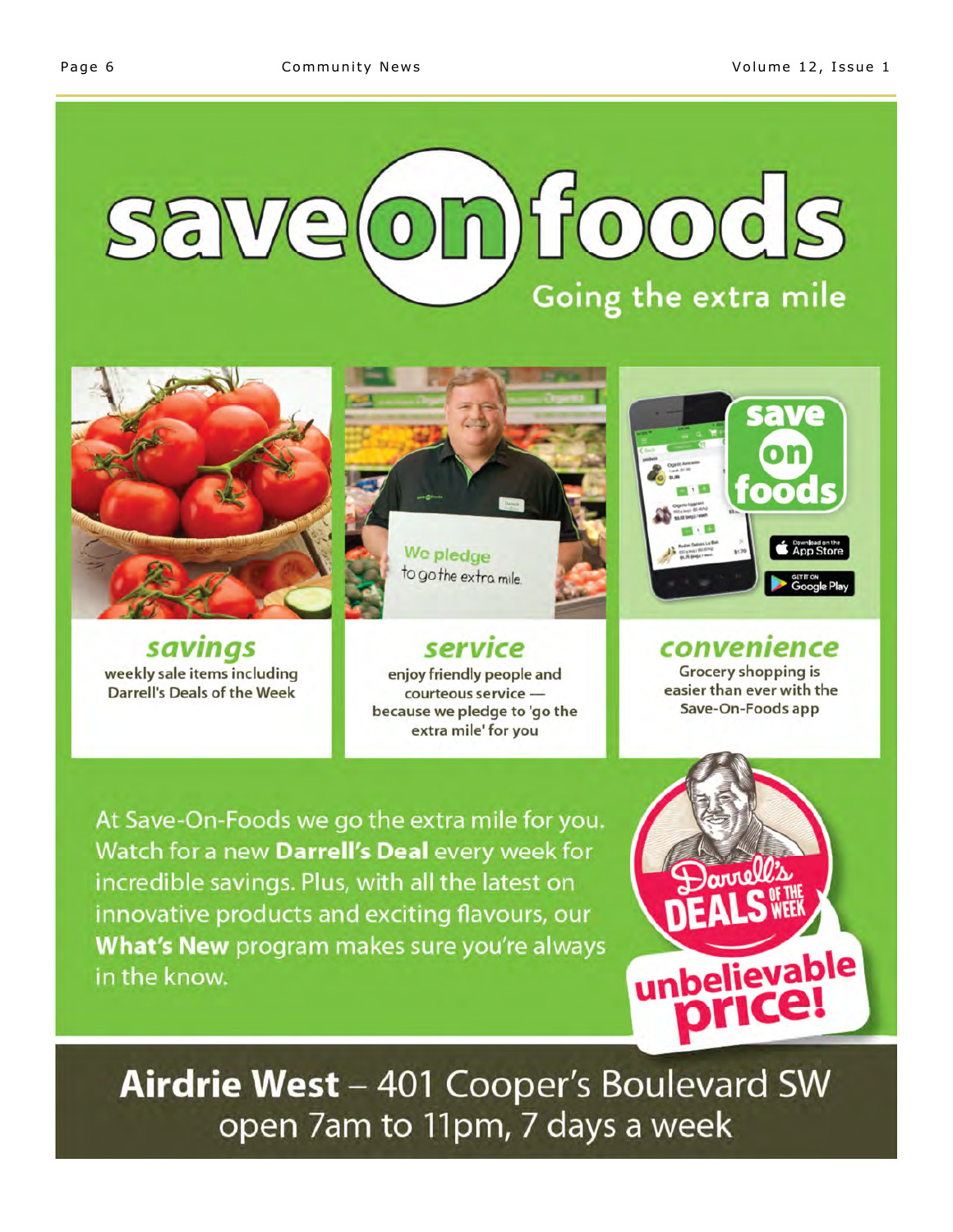# save on foods

Going the extra mile

We pledge to go the extra mile.

### savings

weekly sale items including Darrell's Deals of the Week

### service

enjoy friendly people and courteous service — because we pledge to 'go the extra mile' for you

### convenience

Grocery shopping is easier than ever with the Save-On-Foods app

Download on the App Store

GET IT ON Google Play

At Save-On-Foods we go the extra mile for you. Watch for a new **Darrell's Deal** every week for incredible savings. Plus, with all the latest on innovative products and exciting flavours, our **What's New** program makes sure you're always in the know.

Darrell's DEALS OF THE WEEK

unbelievable price!

**Airdrie West** – 401 Cooper's Boulevard SW
open 7am to 11pm, 7 days a week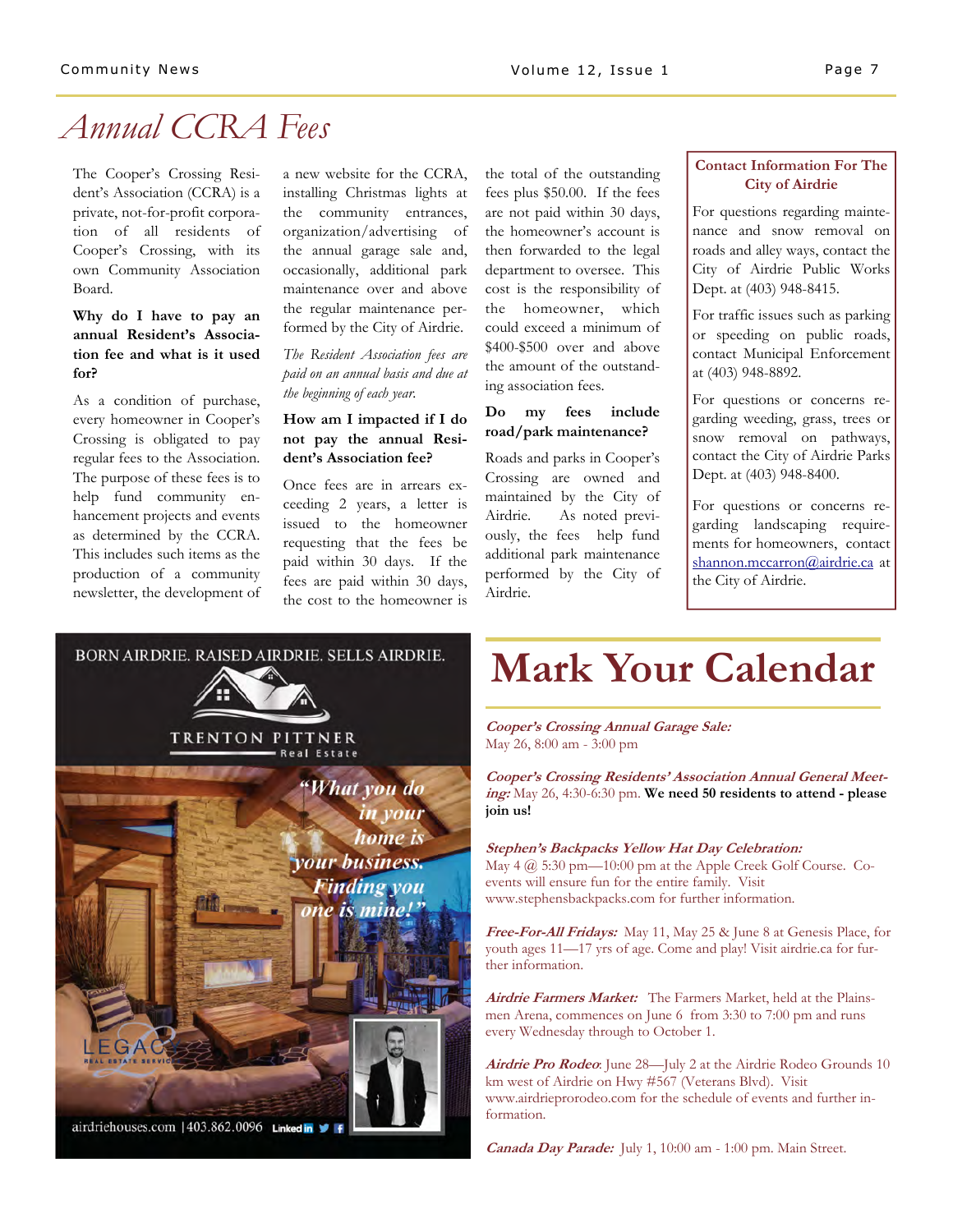# Annual CCRA Fees

The Cooper's Crossing Resident's Association (CCRA) is a private, not-for-profit corporation of all residents of Cooper's Crossing, with its own Community Association Board.

**Why do I have to pay an annual Resident's Association fee and what is it used for?**

As a condition of purchase, every homeowner in Cooper's Crossing is obligated to pay regular fees to the Association. The purpose of these fees is to help fund community enhancement projects and events as determined by the CCRA. This includes such items as the production of a community newsletter, the development of a new website for the CCRA, installing Christmas lights at the community entrances, organization/advertising of the annual garage sale and, occasionally, additional park maintenance over and above the regular maintenance performed by the City of Airdrie.

*The Resident Association fees are paid on an annual basis and due at the beginning of each year.*

**How am I impacted if I do not pay the annual Resident's Association fee?**

Once fees are in arrears exceeding 2 years, a letter is issued to the homeowner requesting that the fees be paid within 30 days. If the fees are paid within 30 days, the cost to the homeowner is the total of the outstanding fees plus $50.00. If the fees are not paid within 30 days, the homeowner's account is then forwarded to the legal department to oversee. This cost is the responsibility of the homeowner, which could exceed a minimum of $400-$500 over and above the amount of the outstanding association fees.

**Do my fees include road/park maintenance?**

Roads and parks in Cooper's Crossing are owned and maintained by the City of Airdrie. As noted previously, the fees help fund additional park maintenance performed by the City of Airdrie.

**Contact Information For The City of Airdrie**

For questions regarding maintenance and snow removal on roads and alley ways, contact the City of Airdrie Public Works Dept. at (403) 948-8415.

For traffic issues such as parking or speeding on public roads, contact Municipal Enforcement at (403) 948-8892.

For questions or concerns regarding weeding, grass, trees or snow removal on pathways, contact the City of Airdrie Parks Dept. at (403) 948-8400.

For questions or concerns regarding landscaping requirements for homeowners, contact shannon.mccarron@airdrie.ca at the City of Airdrie.

BORN AIRDRIE. RAISED AIRDRIE. SELLS AIRDRIE.

TRENTON PITTNER Real Estate

"What you do in your home is your business. Finding you one is mine!"

LEGACY REAL ESTATE SERVICES

airdriehouses.com | 403.862.0096

# Mark Your Calendar

***Cooper's Crossing Annual Garage Sale:*** May 26, 8:00 am - 3:00 pm

***Cooper's Crossing Residents' Association Annual General Meeting:*** May 26, 4:30-6:30 pm. **We need 50 residents to attend - please join us!**

***Stephen's Backpacks Yellow Hat Day Celebration:*** May 4 @ 5:30 pm—10:00 pm at the Apple Creek Golf Course. Co-events will ensure fun for the entire family. Visit www.stephensbackpacks.com for further information.

***Free-For-All Fridays:*** May 11, May 25 & June 8 at Genesis Place, for youth ages 11—17 yrs of age. Come and play! Visit airdrie.ca for further information.

***Airdrie Farmers Market:*** The Farmers Market, held at the Plainsmen Arena, commences on June 6 from 3:30 to 7:00 pm and runs every Wednesday through to October 1.

***Airdrie Pro Rodeo***: June 28—July 2 at the Airdrie Rodeo Grounds 10 km west of Airdrie on Hwy #567 (Veterans Blvd). Visit www.airdrieprorodeo.com for the schedule of events and further information.

***Canada Day Parade:*** July 1, 10:00 am - 1:00 pm. Main Street.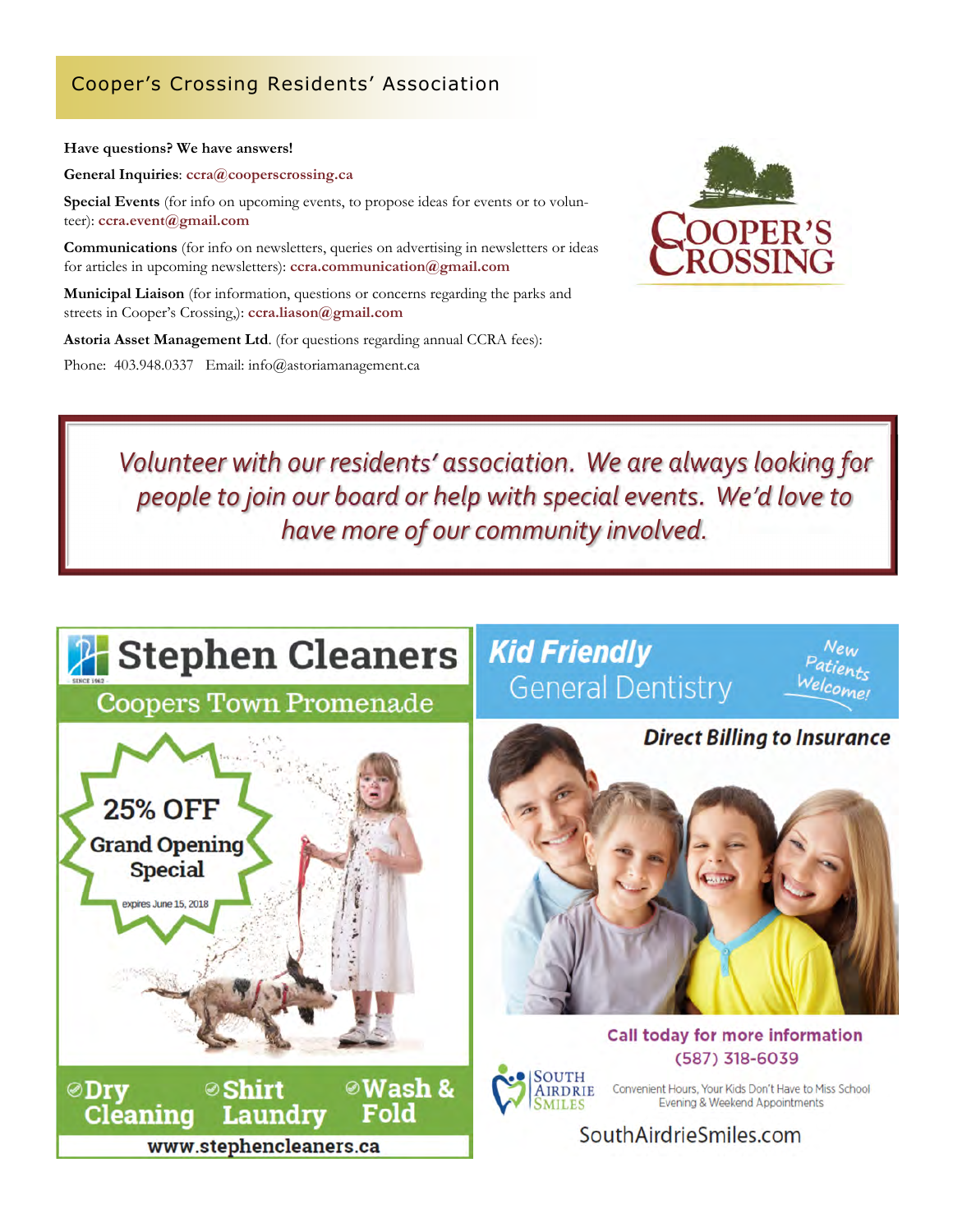## Cooper's Crossing Residents' Association

**Have questions? We have answers!**

**General Inquiries**: **ccra@cooperscrossing.ca**

**Special Events** (for info on upcoming events, to propose ideas for events or to volunteer): **ccra.event@gmail.com**

**Communications** (for info on newsletters, queries on advertising in newsletters or ideas for articles in upcoming newsletters): **ccra.communication@gmail.com**

**Municipal Liaison** (for information, questions or concerns regarding the parks and streets in Cooper's Crossing,): **ccra.liason@gmail.com**

**Astoria Asset Management Ltd**. (for questions regarding annual CCRA fees):

Phone: 403.948.0337 Email: info@astoriamanagement.ca

COOPER'S CROSSING

*Volunteer with our residents' association. We are always looking for people to join our board or help with special events. We'd love to have more of our community involved.*

---

**Stephen Cleaners**

SINCE 1962

Coopers Town Promenade

**25% OFF**

**Grand Opening Special**

expires June 15, 2018

**Dry Cleaning** **Shirt Laundry** **Wash & Fold**

www.stephencleaners.ca

---

***Kid Friendly***

General Dentistry

*New Patients Welcome!*

***Direct Billing to Insurance***

**Call today for more information**

**(587) 318-6039**

SOUTH AIRDRIE SMILES

Convenient Hours, Your Kids Don't Have to Miss School

Evening & Weekend Appointments

SouthAirdrieSmiles.com